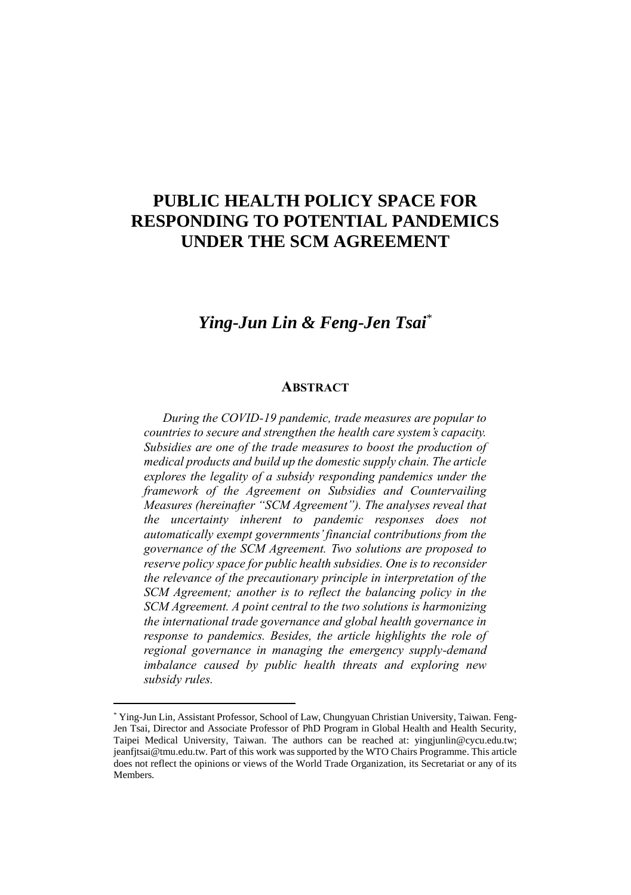# PUBLIC HEALTH POLICY SPACE FOR RESPONDING TO POTENTIAL PANDEMICS UNDER THE SCM AGREEMENT

## *Ying-Jun Lin & Feng-Jen Tsai*[*]

### ABSTRACT

*During the COVID-19 pandemic, trade measures are popular to countries to secure and strengthen the health care system's capacity. Subsidies are one of the trade measures to boost the production of medical products and build up the domestic supply chain. The article explores the legality of a subsidy responding pandemics under the framework of the Agreement on Subsidies and Countervailing Measures (hereinafter "SCM Agreement"). The analyses reveal that the uncertainty inherent to pandemic responses does not automatically exempt governments' financial contributions from the governance of the SCM Agreement. Two solutions are proposed to reserve policy space for public health subsidies. One is to reconsider the relevance of the precautionary principle in interpretation of the SCM Agreement; another is to reflect the balancing policy in the SCM Agreement. A point central to the two solutions is harmonizing the international trade governance and global health governance in response to pandemics. Besides, the article highlights the role of regional governance in managing the emergency supply-demand imbalance caused by public health threats and exploring new subsidy rules.*

---

[*] Ying-Jun Lin, Assistant Professor, School of Law, Chungyuan Christian University, Taiwan. Feng-Jen Tsai, Director and Associate Professor of PhD Program in Global Health and Health Security, Taipei Medical University, Taiwan. The authors can be reached at: yingjunlin@cycu.edu.tw; jeanfjtsai@tmu.edu.tw. Part of this work was supported by the WTO Chairs Programme. This article does not reflect the opinions or views of the World Trade Organization, its Secretariat or any of its Members.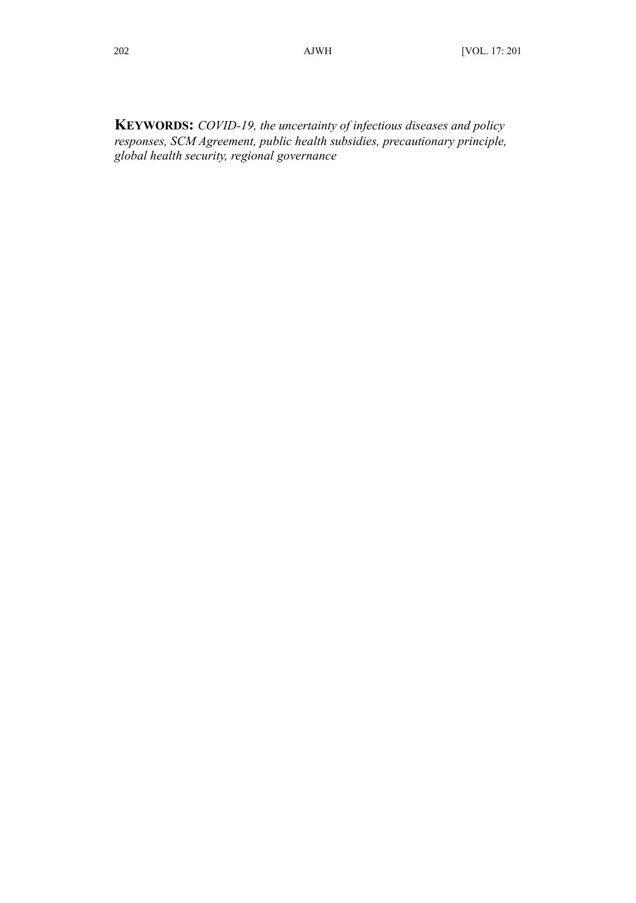**KEYWORDS:** *COVID-19, the uncertainty of infectious diseases and policy responses, SCM Agreement, public health subsidies, precautionary principle, global health security, regional governance*